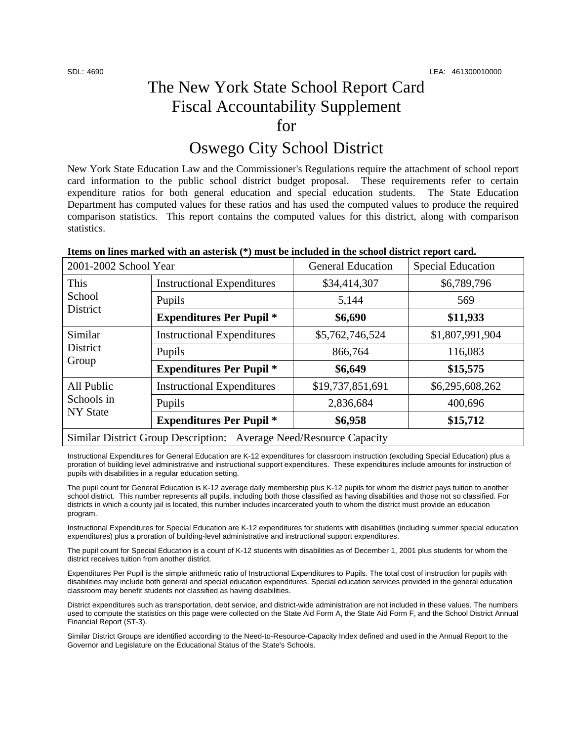SDL: 4690 LEA: 461300010000

# The New York State School Report Card Fiscal Accountability Supplement for

# Oswego City School District

New York State Education Law and the Commissioner's Regulations require the attachment of school report card information to the public school district budget proposal. These requirements refer to certain expenditure ratios for both general education and special education students. The State Education Department has computed values for these ratios and has used the computed values to produce the required comparison statistics. This report contains the computed values for this district, along with comparison statistics.

**Items on lines marked with an asterisk (*) must be included in the school district report card.**

| 2001-2002 School Year | | General Education | Special Education |
|---|---|---|---|
| This School District | Instructional Expenditures | $34,414,307 | $6,789,796 |
| | Pupils | 5,144 | 569 |
| | **Expenditures Per Pupil *** | **$6,690** | **$11,933** |
| Similar District Group | Instructional Expenditures | $5,762,746,524 | $1,807,991,904 |
| | Pupils | 866,764 | 116,083 |
| | **Expenditures Per Pupil *** | **$6,649** | **$15,575** |
| All Public Schools in NY State | Instructional Expenditures | $19,737,851,691 | $6,295,608,262 |
| | Pupils | 2,836,684 | 400,696 |
| | **Expenditures Per Pupil *** | **$6,958** | **$15,712** |
| Similar District Group Description: Average Need/Resource Capacity | | | |

Instructional Expenditures for General Education are K-12 expenditures for classroom instruction (excluding Special Education) plus a proration of building level administrative and instructional support expenditures. These expenditures include amounts for instruction of pupils with disabilities in a regular education setting.

The pupil count for General Education is K-12 average daily membership plus K-12 pupils for whom the district pays tuition to another school district. This number represents all pupils, including both those classified as having disabilities and those not so classified. For districts in which a county jail is located, this number includes incarcerated youth to whom the district must provide an education program.

Instructional Expenditures for Special Education are K-12 expenditures for students with disabilities (including summer special education expenditures) plus a proration of building-level administrative and instructional support expenditures.

The pupil count for Special Education is a count of K-12 students with disabilities as of December 1, 2001 plus students for whom the district receives tuition from another district.

Expenditures Per Pupil is the simple arithmetic ratio of Instructional Expenditures to Pupils. The total cost of instruction for pupils with disabilities may include both general and special education expenditures. Special education services provided in the general education classroom may benefit students not classified as having disabilities.

District expenditures such as transportation, debt service, and district-wide administration are not included in these values. The numbers used to compute the statistics on this page were collected on the State Aid Form A, the State Aid Form F, and the School District Annual Financial Report (ST-3).

Similar District Groups are identified according to the Need-to-Resource-Capacity Index defined and used in the Annual Report to the Governor and Legislature on the Educational Status of the State's Schools.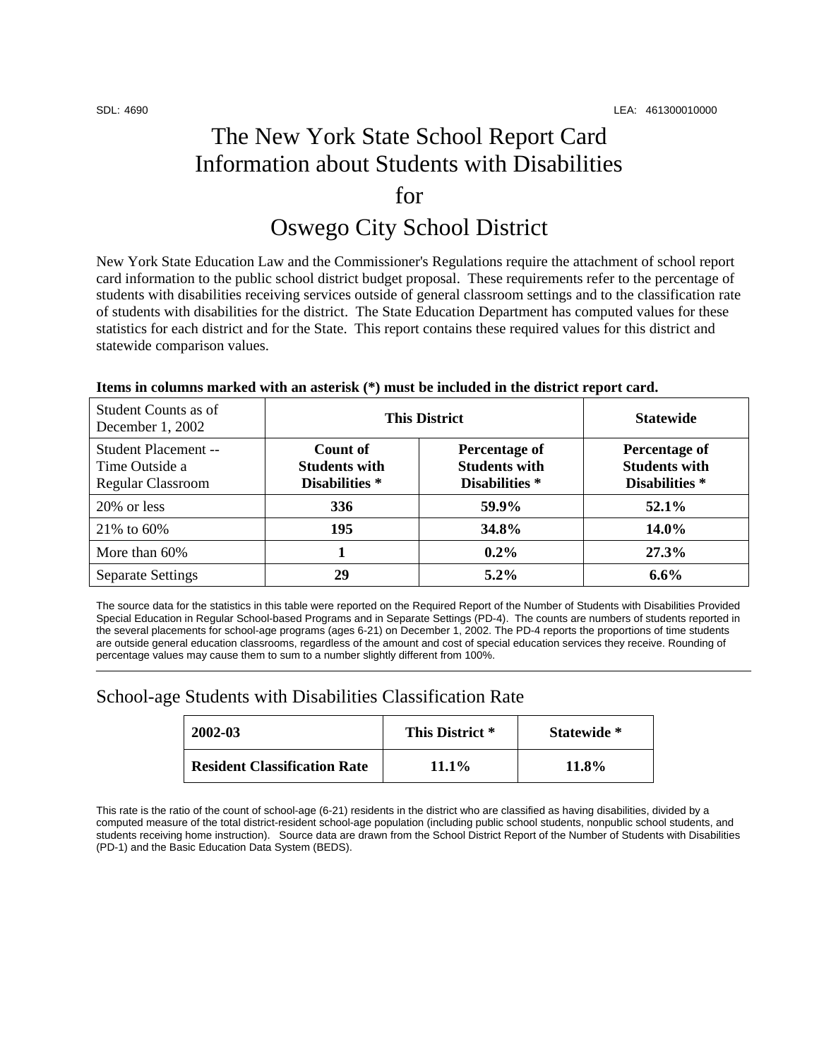SDL: 4690 LEA: 461300010000

# The New York State School Report Card
# Information about Students with Disabilities
# for
# Oswego City School District

New York State Education Law and the Commissioner's Regulations require the attachment of school report card information to the public school district budget proposal. These requirements refer to the percentage of students with disabilities receiving services outside of general classroom settings and to the classification rate of students with disabilities for the district. The State Education Department has computed values for these statistics for each district and for the State. This report contains these required values for this district and statewide comparison values.

**Items in columns marked with an asterisk (*) must be included in the district report card.**

| Student Counts as of December 1, 2002 | **This District** | | **Statewide** |
|---|---|---|---|
| Student Placement -- Time Outside a Regular Classroom | **Count of Students with Disabilities *** | **Percentage of Students with Disabilities *** | **Percentage of Students with Disabilities *** |
| 20% or less | **336** | **59.9%** | **52.1%** |
| 21% to 60% | **195** | **34.8%** | **14.0%** |
| More than 60% | **1** | **0.2%** | **27.3%** |
| Separate Settings | **29** | **5.2%** | **6.6%** |

The source data for the statistics in this table were reported on the Required Report of the Number of Students with Disabilities Provided Special Education in Regular School-based Programs and in Separate Settings (PD-4). The counts are numbers of students reported in the several placements for school-age programs (ages 6-21) on December 1, 2002. The PD-4 reports the proportions of time students are outside general education classrooms, regardless of the amount and cost of special education services they receive. Rounding of percentage values may cause them to sum to a number slightly different from 100%.

## School-age Students with Disabilities Classification Rate

| **2002-03** | **This District *** | **Statewide *** |
|---|---|---|
| **Resident Classification Rate** | **11.1%** | **11.8%** |

This rate is the ratio of the count of school-age (6-21) residents in the district who are classified as having disabilities, divided by a computed measure of the total district-resident school-age population (including public school students, nonpublic school students, and students receiving home instruction). Source data are drawn from the School District Report of the Number of Students with Disabilities (PD-1) and the Basic Education Data System (BEDS).